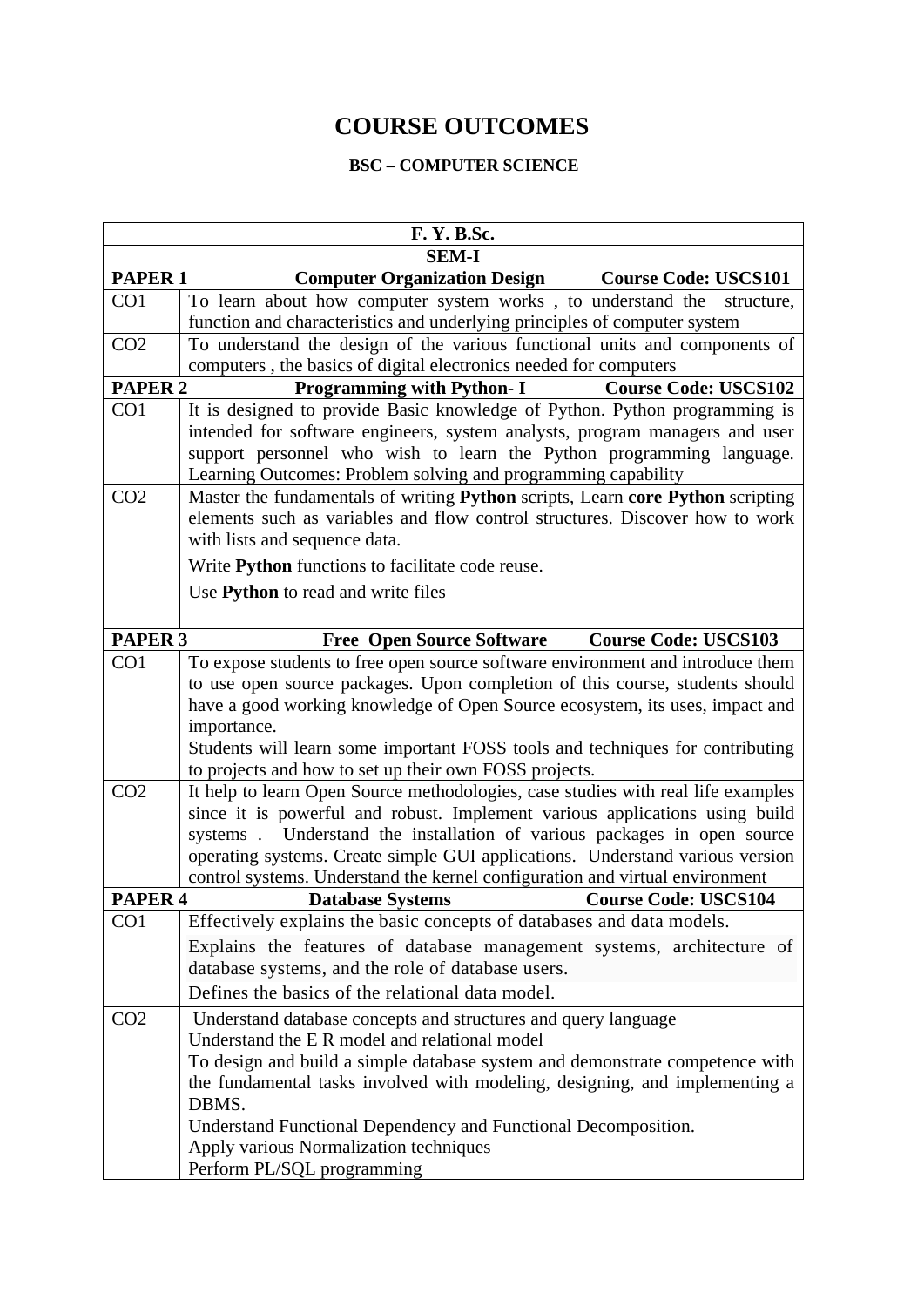# COURSE OUTCOMES

### BSC – COMPUTER SCIENCE

| F. Y. B.Sc. | |
|---|---|
| **SEM-I** | |
| **PAPER 1** | **Computer Organization Design          Course Code: USCS101** |
| CO1 | To learn about how computer system works , to understand the structure, function and characteristics and underlying principles of computer system |
| CO2 | To understand the design of the various functional units and components of computers , the basics of digital electronics needed for computers |
| **PAPER 2** | **Programming with Python- I          Course Code: USCS102** |
| CO1 | It is designed to provide Basic knowledge of Python. Python programming is intended for software engineers, system analysts, program managers and user support personnel who wish to learn the Python programming language. Learning Outcomes: Problem solving and programming capability |
| CO2 | Master the fundamentals of writing **Python** scripts, Learn **core Python** scripting elements such as variables and flow control structures. Discover how to work with lists and sequence data.<br>Write **Python** functions to facilitate code reuse.<br>Use **Python** to read and write files |
| **PAPER 3** | **Free Open Source Software          Course Code: USCS103** |
| CO1 | To expose students to free open source software environment and introduce them to use open source packages. Upon completion of this course, students should have a good working knowledge of Open Source ecosystem, its uses, impact and importance.<br>Students will learn some important FOSS tools and techniques for contributing to projects and how to set up their own FOSS projects. |
| CO2 | It help to learn Open Source methodologies, case studies with real life examples since it is powerful and robust. Implement various applications using build systems . Understand the installation of various packages in open source operating systems. Create simple GUI applications. Understand various version control systems. Understand the kernel configuration and virtual environment |
| **PAPER 4** | **Database Systems          Course Code: USCS104** |
| CO1 | Effectively explains the basic concepts of databases and data models.<br>Explains the features of database management systems, architecture of database systems, and the role of database users.<br>Defines the basics of the relational data model. |
| CO2 | Understand database concepts and structures and query language<br>Understand the E R model and relational model<br>To design and build a simple database system and demonstrate competence with the fundamental tasks involved with modeling, designing, and implementing a DBMS.<br>Understand Functional Dependency and Functional Decomposition.<br>Apply various Normalization techniques<br>Perform PL/SQL programming |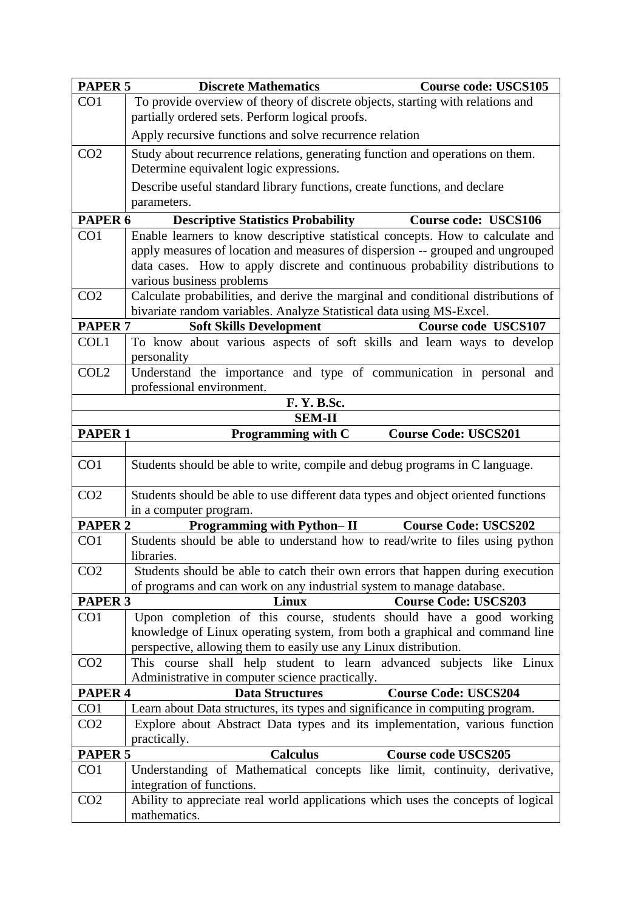| PAPER 5 | Discrete Mathematics Course code: USCS105 |
|---|---|
| CO1 | To provide overview of theory of discrete objects, starting with relations and partially ordered sets. Perform logical proofs.<br>Apply recursive functions and solve recurrence relation |
| CO2 | Study about recurrence relations, generating function and operations on them. Determine equivalent logic expressions.<br>Describe useful standard library functions, create functions, and declare parameters. |
| **PAPER 6** | **Descriptive Statistics Probability Course code: USCS106** |
| CO1 | Enable learners to know descriptive statistical concepts. How to calculate and apply measures of location and measures of dispersion -- grouped and ungrouped data cases. How to apply discrete and continuous probability distributions to various business problems |
| CO2 | Calculate probabilities, and derive the marginal and conditional distributions of bivariate random variables. Analyze Statistical data using MS-Excel. |
| **PAPER 7** | **Soft Skills Development Course code USCS107** |
| COL1 | To know about various aspects of soft skills and learn ways to develop personality |
| COL2 | Understand the importance and type of communication in personal and professional environment. |
| | **F. Y. B.Sc.** |
| | **SEM-II** |
| **PAPER 1** | **Programming with C Course Code: USCS201** |
| | |
| CO1 | Students should be able to write, compile and debug programs in C language. |
| CO2 | Students should be able to use different data types and object oriented functions in a computer program. |
| **PAPER 2** | **Programming with Python– II Course Code: USCS202** |
| CO1 | Students should be able to understand how to read/write to files using python libraries. |
| CO2 | Students should be able to catch their own errors that happen during execution of programs and can work on any industrial system to manage database. |
| **PAPER 3** | **Linux Course Code: USCS203** |
| CO1 | Upon completion of this course, students should have a good working knowledge of Linux operating system, from both a graphical and command line perspective, allowing them to easily use any Linux distribution. |
| CO2 | This course shall help student to learn advanced subjects like Linux Administrative in computer science practically. |
| **PAPER 4** | **Data Structures Course Code: USCS204** |
| CO1 | Learn about Data structures, its types and significance in computing program. |
| CO2 | Explore about Abstract Data types and its implementation, various function practically. |
| **PAPER 5** | **Calculus Course code USCS205** |
| CO1 | Understanding of Mathematical concepts like limit, continuity, derivative, integration of functions. |
| CO2 | Ability to appreciate real world applications which uses the concepts of logical mathematics. |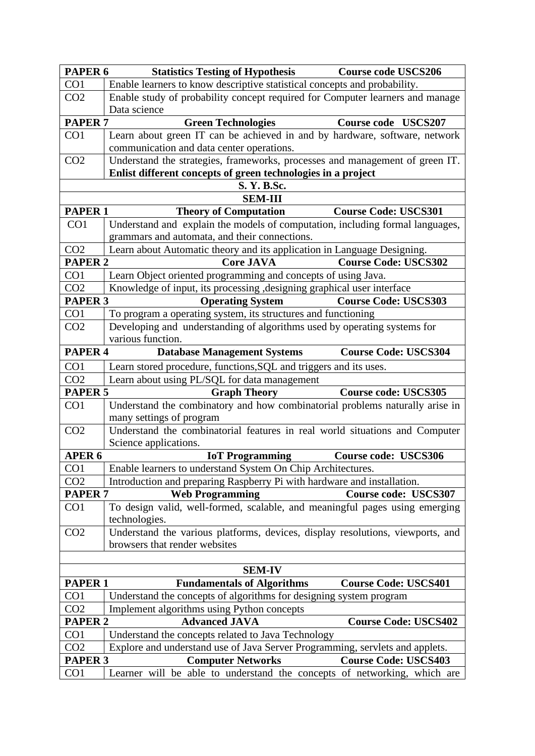| PAPER 6 | Statistics Testing of Hypothesis    Course code USCS206 |
|---|---|
| CO1 | Enable learners to know descriptive statistical concepts and probability. |
| CO2 | Enable study of probability concept required for Computer learners and manage Data science |
| **PAPER 7** | **Green Technologies    Course code USCS207** |
| CO1 | Learn about green IT can be achieved in and by hardware, software, network communication and data center operations. |
| CO2 | Understand the strategies, frameworks, processes and management of green IT. **Enlist different concepts of green technologies in a project** |
| | **S. Y. B.Sc.** |
| | **SEM-III** |
| **PAPER 1** | **Theory of Computation    Course Code: USCS301** |
| CO1 | Understand and explain the models of computation, including formal languages, grammars and automata, and their connections. |
| CO2 | Learn about Automatic theory and its application in Language Designing. |
| **PAPER 2** | **Core JAVA    Course Code: USCS302** |
| CO1 | Learn Object oriented programming and concepts of using Java. |
| CO2 | Knowledge of input, its processing ,designing graphical user interface |
| **PAPER 3** | **Operating System    Course Code: USCS303** |
| CO1 | To program a operating system, its structures and functioning |
| CO2 | Developing and understanding of algorithms used by operating systems for various function. |
| **PAPER 4** | **Database Management Systems    Course Code: USCS304** |
| CO1 | Learn stored procedure, functions,SQL and triggers and its uses. |
| CO2 | Learn about using PL/SQL for data management |
| **PAPER 5** | **Graph Theory    Course code: USCS305** |
| CO1 | Understand the combinatory and how combinatorial problems naturally arise in many settings of program |
| CO2 | Understand the combinatorial features in real world situations and Computer Science applications. |
| **APER 6** | **IoT Programming    Course code: USCS306** |
| CO1 | Enable learners to understand System On Chip Architectures. |
| CO2 | Introduction and preparing Raspberry Pi with hardware and installation. |
| **PAPER 7** | **Web Programming    Course code: USCS307** |
| CO1 | To design valid, well-formed, scalable, and meaningful pages using emerging technologies. |
| CO2 | Understand the various platforms, devices, display resolutions, viewports, and browsers that render websites |
| | |
| | **SEM-IV** |
| **PAPER 1** | **Fundamentals of Algorithms    Course Code: USCS401** |
| CO1 | Understand the concepts of algorithms for designing system program |
| CO2 | Implement algorithms using Python concepts |
| **PAPER 2** | **Advanced JAVA    Course Code: USCS402** |
| CO1 | Understand the concepts related to Java Technology |
| CO2 | Explore and understand use of Java Server Programming, servlets and applets. |
| **PAPER 3** | **Computer Networks    Course Code: USCS403** |
| CO1 | Learner will be able to understand the concepts of networking, which are |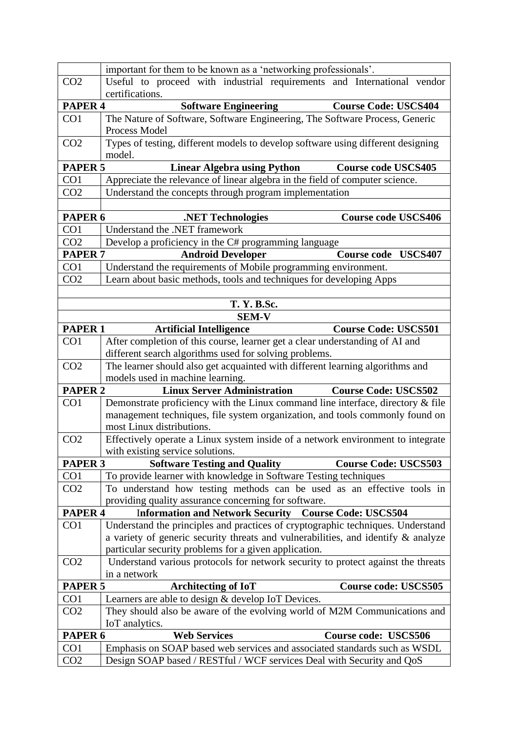| | |
|---|---|
| | important for them to be known as a 'networking professionals'. |
| CO2 | Useful to proceed with industrial requirements and International vendor certifications. |
| **PAPER 4** | **Software Engineering Course Code: USCS404** |
| CO1 | The Nature of Software, Software Engineering, The Software Process, Generic Process Model |
| CO2 | Types of testing, different models to develop software using different designing model. |
| **PAPER 5** | **Linear Algebra using Python Course code USCS405** |
| CO1 | Appreciate the relevance of linear algebra in the field of computer science. |
| CO2 | Understand the concepts through program implementation |
| | |
| **PAPER 6** | **.NET Technologies Course code USCS406** |
| CO1 | Understand the .NET framework |
| CO2 | Develop a proficiency in the C# programming language |
| **PAPER 7** | **Android Developer Course code USCS407** |
| CO1 | Understand the requirements of Mobile programming environment. |
| CO2 | Learn about basic methods, tools and techniques for developing Apps |
| | |
| | **T. Y. B.Sc.** |
| | **SEM-V** |
| **PAPER 1** | **Artificial Intelligence Course Code: USCS501** |
| CO1 | After completion of this course, learner get a clear understanding of AI and different search algorithms used for solving problems. |
| CO2 | The learner should also get acquainted with different learning algorithms and models used in machine learning. |
| **PAPER 2** | **Linux Server Administration Course Code: USCS502** |
| CO1 | Demonstrate proficiency with the Linux command line interface, directory & file management techniques, file system organization, and tools commonly found on most Linux distributions. |
| CO2 | Effectively operate a Linux system inside of a network environment to integrate with existing service solutions. |
| **PAPER 3** | **Software Testing and Quality Course Code: USCS503** |
| CO1 | To provide learner with knowledge in Software Testing techniques |
| CO2 | To understand how testing methods can be used as an effective tools in providing quality assurance concerning for software. |
| **PAPER 4** | **Information and Network Security Course Code: USCS504** |
| CO1 | Understand the principles and practices of cryptographic techniques. Understand a variety of generic security threats and vulnerabilities, and identify & analyze particular security problems for a given application. |
| CO2 | Understand various protocols for network security to protect against the threats in a network |
| **PAPER 5** | **Architecting of IoT Course code: USCS505** |
| CO1 | Learners are able to design & develop IoT Devices. |
| CO2 | They should also be aware of the evolving world of M2M Communications and IoT analytics. |
| **PAPER 6** | **Web Services Course code: USCS506** |
| CO1 | Emphasis on SOAP based web services and associated standards such as WSDL |
| CO2 | Design SOAP based / RESTful / WCF services Deal with Security and QoS |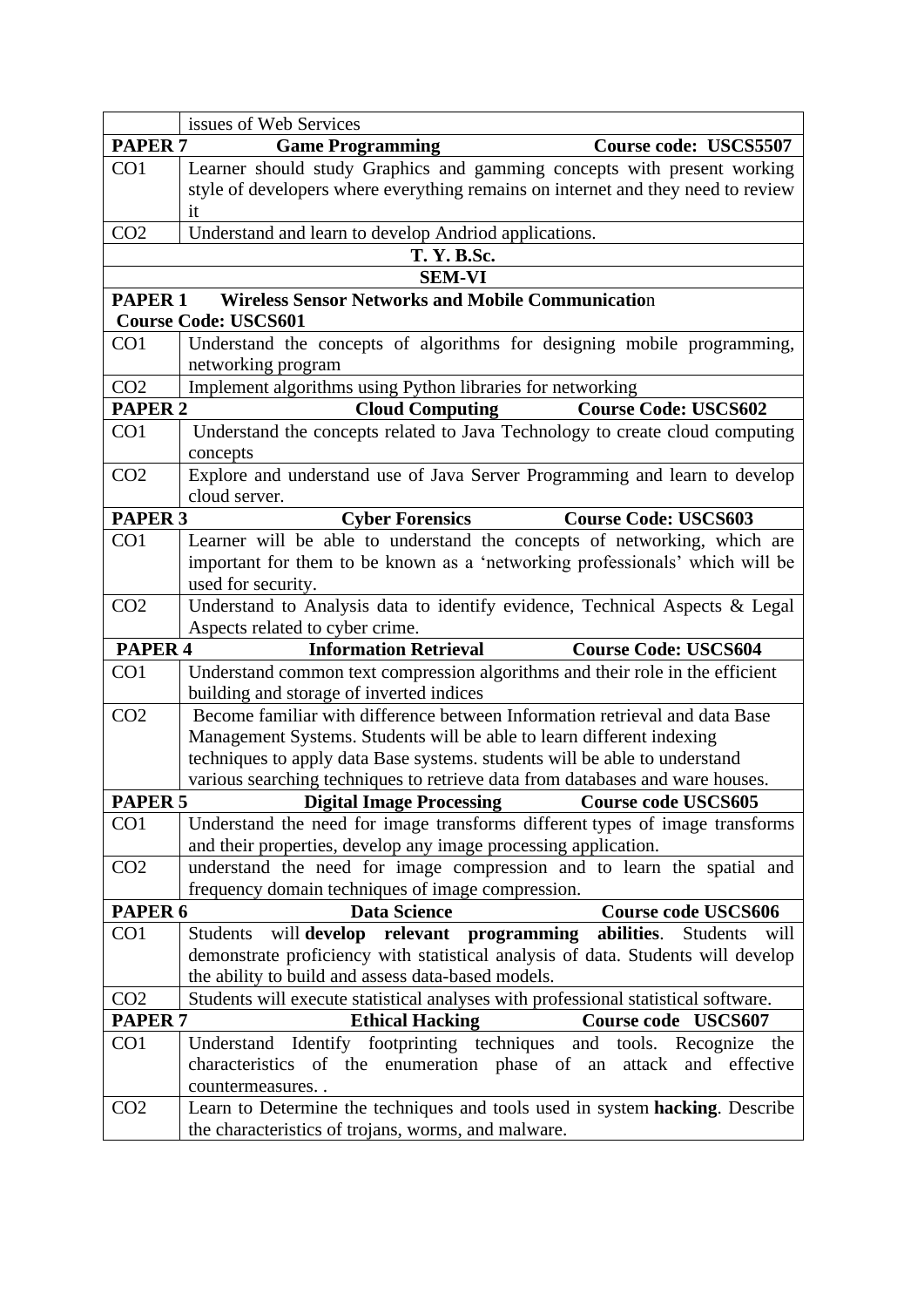| | |
|---|---|
| | issues of Web Services |
| **PAPER 7** | **Game Programming Course code: USCS5507** |
| CO1 | Learner should study Graphics and gamming concepts with present working style of developers where everything remains on internet and they need to review it |
| CO2 | Understand and learn to develop Andriod applications. |
| **T. Y. B.Sc.** | |
| **SEM-VI** | |
| **PAPER 1** | **Wireless Sensor Networks and Mobile Communication** **Course Code: USCS601** |
| CO1 | Understand the concepts of algorithms for designing mobile programming, networking program |
| CO2 | Implement algorithms using Python libraries for networking |
| **PAPER 2** | **Cloud Computing Course Code: USCS602** |
| CO1 | Understand the concepts related to Java Technology to create cloud computing concepts |
| CO2 | Explore and understand use of Java Server Programming and learn to develop cloud server. |
| **PAPER 3** | **Cyber Forensics Course Code: USCS603** |
| CO1 | Learner will be able to understand the concepts of networking, which are important for them to be known as a 'networking professionals' which will be used for security. |
| CO2 | Understand to Analysis data to identify evidence, Technical Aspects & Legal Aspects related to cyber crime. |
| **PAPER 4** | **Information Retrieval Course Code: USCS604** |
| CO1 | Understand common text compression algorithms and their role in the efficient building and storage of inverted indices |
| CO2 | Become familiar with difference between Information retrieval and data Base Management Systems. Students will be able to learn different indexing techniques to apply data Base systems. students will be able to understand various searching techniques to retrieve data from databases and ware houses. |
| **PAPER 5** | **Digital Image Processing Course code USCS605** |
| CO1 | Understand the need for image transforms different types of image transforms and their properties, develop any image processing application. |
| CO2 | understand the need for image compression and to learn the spatial and frequency domain techniques of image compression. |
| **PAPER 6** | **Data Science Course code USCS606** |
| CO1 | Students will **develop relevant programming abilities**. Students will demonstrate proficiency with statistical analysis of data. Students will develop the ability to build and assess data-based models. |
| CO2 | Students will execute statistical analyses with professional statistical software. |
| **PAPER 7** | **Ethical Hacking Course code USCS607** |
| CO1 | Understand Identify footprinting techniques and tools. Recognize the characteristics of the enumeration phase of an attack and effective countermeasures. . |
| CO2 | Learn to Determine the techniques and tools used in system **hacking**. Describe the characteristics of trojans, worms, and malware. |